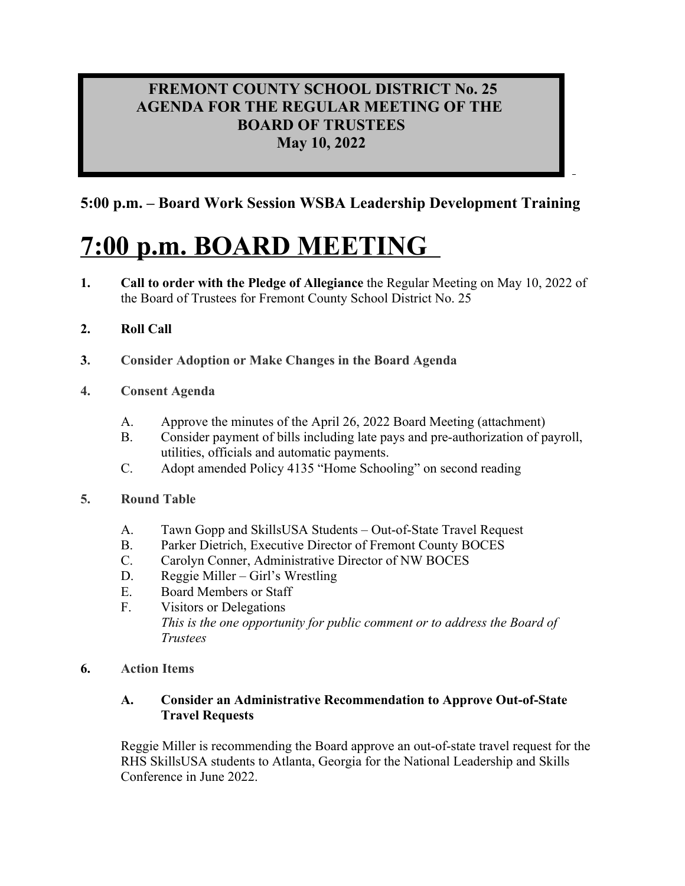# FREMONT COUNTY SCHOOL DISTRICT No. 25
# AGENDA FOR THE REGULAR MEETING OF THE BOARD OF TRUSTEES
# May 10, 2022

## 5:00 p.m. – Board Work Session WSBA Leadership Development Training

# 7:00 p.m. BOARD MEETING

1. **Call to order with the Pledge of Allegiance** the Regular Meeting on May 10, 2022 of the Board of Trustees for Fremont County School District No. 25

2. **Roll Call**

3. **Consider Adoption or Make Changes in the Board Agenda**

4. **Consent Agenda**

   A. Approve the minutes of the April 26, 2022 Board Meeting (attachment)
   B. Consider payment of bills including late pays and pre-authorization of payroll, utilities, officials and automatic payments.
   C. Adopt amended Policy 4135 "Home Schooling" on second reading

5. **Round Table**

   A. Tawn Gopp and SkillsUSA Students – Out-of-State Travel Request
   B. Parker Dietrich, Executive Director of Fremont County BOCES
   C. Carolyn Conner, Administrative Director of NW BOCES
   D. Reggie Miller – Girl's Wrestling
   E. Board Members or Staff
   F. Visitors or Delegations
   *This is the one opportunity for public comment or to address the Board of Trustees*

6. **Action Items**

   **A. Consider an Administrative Recommendation to Approve Out-of-State Travel Requests**

   Reggie Miller is recommending the Board approve an out-of-state travel request for the RHS SkillsUSA students to Atlanta, Georgia for the National Leadership and Skills Conference in June 2022.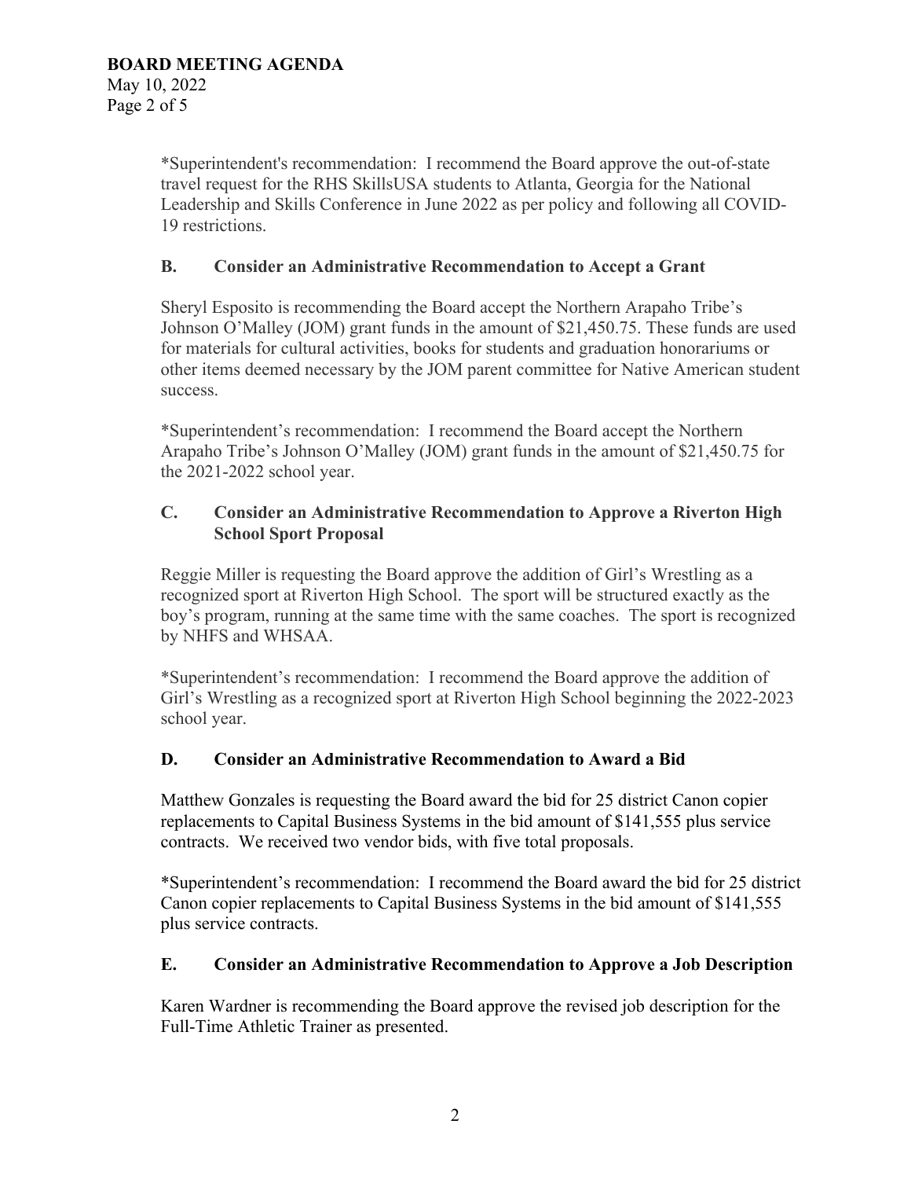*Superintendent's recommendation: I recommend the Board approve the out-of-state travel request for the RHS SkillsUSA students to Atlanta, Georgia for the National Leadership and Skills Conference in June 2022 as per policy and following all COVID-19 restrictions.

### B. Consider an Administrative Recommendation to Accept a Grant

Sheryl Esposito is recommending the Board accept the Northern Arapaho Tribe's Johnson O'Malley (JOM) grant funds in the amount of $21,450.75. These funds are used for materials for cultural activities, books for students and graduation honorariums or other items deemed necessary by the JOM parent committee for Native American student success.

*Superintendent's recommendation: I recommend the Board accept the Northern Arapaho Tribe's Johnson O'Malley (JOM) grant funds in the amount of $21,450.75 for the 2021-2022 school year.

### C. Consider an Administrative Recommendation to Approve a Riverton High School Sport Proposal

Reggie Miller is requesting the Board approve the addition of Girl's Wrestling as a recognized sport at Riverton High School. The sport will be structured exactly as the boy's program, running at the same time with the same coaches. The sport is recognized by NHFS and WHSAA.

*Superintendent's recommendation: I recommend the Board approve the addition of Girl's Wrestling as a recognized sport at Riverton High School beginning the 2022-2023 school year.

### D. Consider an Administrative Recommendation to Award a Bid

Matthew Gonzales is requesting the Board award the bid for 25 district Canon copier replacements to Capital Business Systems in the bid amount of $141,555 plus service contracts. We received two vendor bids, with five total proposals.

*Superintendent's recommendation: I recommend the Board award the bid for 25 district Canon copier replacements to Capital Business Systems in the bid amount of $141,555 plus service contracts.

### E. Consider an Administrative Recommendation to Approve a Job Description

Karen Wardner is recommending the Board approve the revised job description for the Full-Time Athletic Trainer as presented.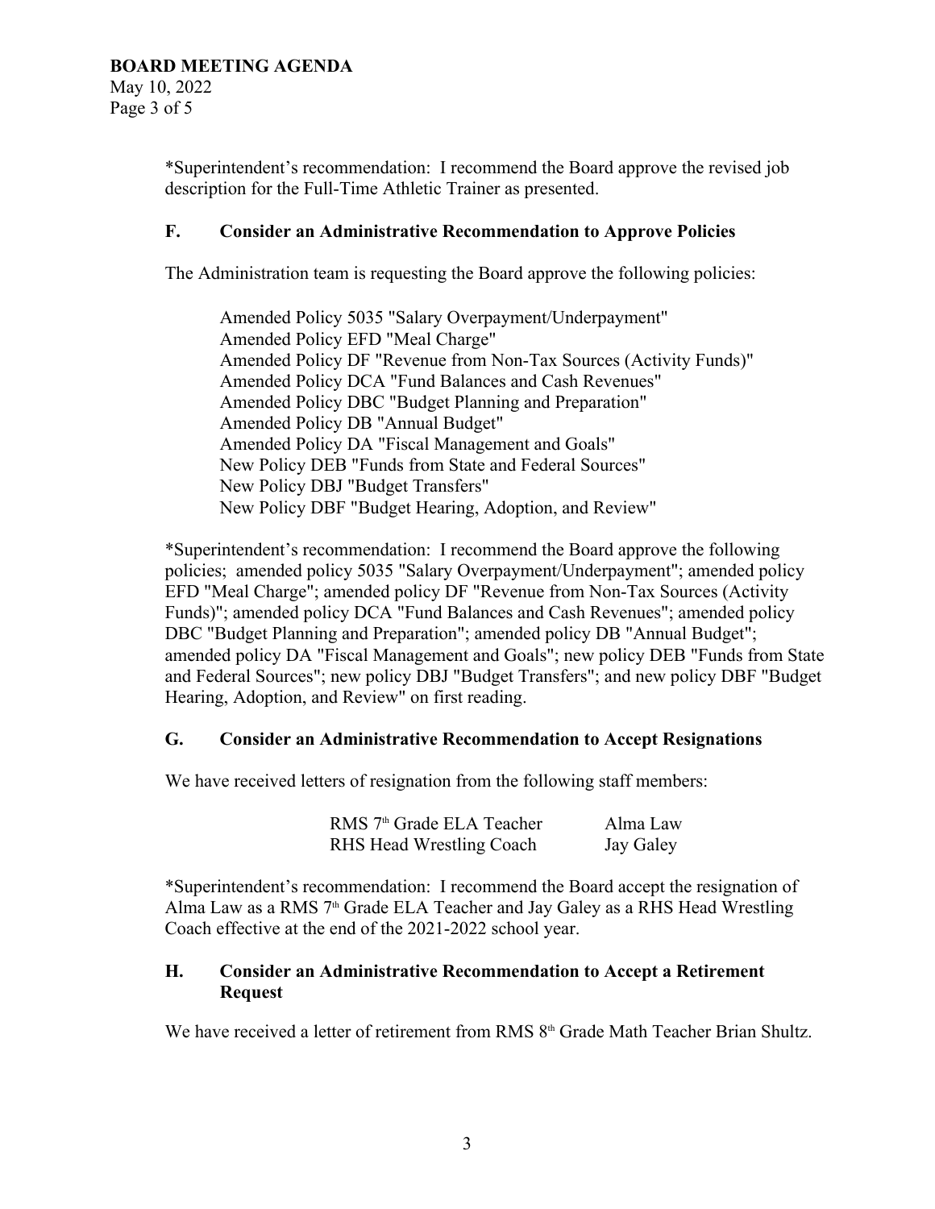*Superintendent's recommendation: I recommend the Board approve the revised job description for the Full-Time Athletic Trainer as presented.

### F. Consider an Administrative Recommendation to Approve Policies

The Administration team is requesting the Board approve the following policies:

Amended Policy 5035 "Salary Overpayment/Underpayment"
Amended Policy EFD "Meal Charge"
Amended Policy DF "Revenue from Non-Tax Sources (Activity Funds)"
Amended Policy DCA "Fund Balances and Cash Revenues"
Amended Policy DBC "Budget Planning and Preparation"
Amended Policy DB "Annual Budget"
Amended Policy DA "Fiscal Management and Goals"
New Policy DEB "Funds from State and Federal Sources"
New Policy DBJ "Budget Transfers"
New Policy DBF "Budget Hearing, Adoption, and Review"

*Superintendent's recommendation: I recommend the Board approve the following policies; amended policy 5035 "Salary Overpayment/Underpayment"; amended policy EFD "Meal Charge"; amended policy DF "Revenue from Non-Tax Sources (Activity Funds)"; amended policy DCA "Fund Balances and Cash Revenues"; amended policy DBC "Budget Planning and Preparation"; amended policy DB "Annual Budget"; amended policy DA "Fiscal Management and Goals"; new policy DEB "Funds from State and Federal Sources"; new policy DBJ "Budget Transfers"; and new policy DBF "Budget Hearing, Adoption, and Review" on first reading.

### G. Consider an Administrative Recommendation to Accept Resignations

We have received letters of resignation from the following staff members:

| | |
|---|---|
| RMS 7th Grade ELA Teacher | Alma Law |
| RHS Head Wrestling Coach | Jay Galey |

*Superintendent's recommendation: I recommend the Board accept the resignation of Alma Law as a RMS 7th Grade ELA Teacher and Jay Galey as a RHS Head Wrestling Coach effective at the end of the 2021-2022 school year.

### H. Consider an Administrative Recommendation to Accept a Retirement Request

We have received a letter of retirement from RMS 8th Grade Math Teacher Brian Shultz.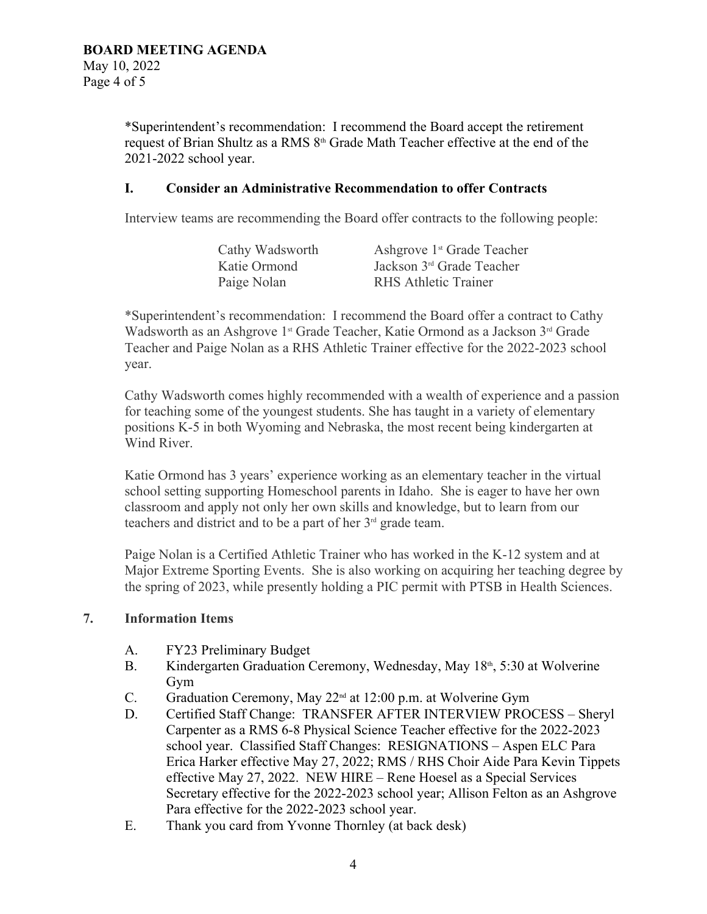*Superintendent's recommendation: I recommend the Board accept the retirement request of Brian Shultz as a RMS 8th Grade Math Teacher effective at the end of the 2021-2022 school year.

### I. Consider an Administrative Recommendation to offer Contracts

Interview teams are recommending the Board offer contracts to the following people:

| | |
|---|---|
| Cathy Wadsworth | Ashgrove 1st Grade Teacher |
| Katie Ormond | Jackson 3rd Grade Teacher |
| Paige Nolan | RHS Athletic Trainer |

*Superintendent's recommendation: I recommend the Board offer a contract to Cathy Wadsworth as an Ashgrove 1st Grade Teacher, Katie Ormond as a Jackson 3rd Grade Teacher and Paige Nolan as a RHS Athletic Trainer effective for the 2022-2023 school year.

Cathy Wadsworth comes highly recommended with a wealth of experience and a passion for teaching some of the youngest students. She has taught in a variety of elementary positions K-5 in both Wyoming and Nebraska, the most recent being kindergarten at Wind River.

Katie Ormond has 3 years' experience working as an elementary teacher in the virtual school setting supporting Homeschool parents in Idaho. She is eager to have her own classroom and apply not only her own skills and knowledge, but to learn from our teachers and district and to be a part of her 3rd grade team.

Paige Nolan is a Certified Athletic Trainer who has worked in the K-12 system and at Major Extreme Sporting Events. She is also working on acquiring her teaching degree by the spring of 2023, while presently holding a PIC permit with PTSB in Health Sciences.

## 7. Information Items

A. FY23 Preliminary Budget

B. Kindergarten Graduation Ceremony, Wednesday, May 18th, 5:30 at Wolverine Gym

C. Graduation Ceremony, May 22nd at 12:00 p.m. at Wolverine Gym

D. Certified Staff Change: TRANSFER AFTER INTERVIEW PROCESS – Sheryl Carpenter as a RMS 6-8 Physical Science Teacher effective for the 2022-2023 school year. Classified Staff Changes: RESIGNATIONS – Aspen ELC Para Erica Harker effective May 27, 2022; RMS / RHS Choir Aide Para Kevin Tippets effective May 27, 2022. NEW HIRE – Rene Hoesel as a Special Services Secretary effective for the 2022-2023 school year; Allison Felton as an Ashgrove Para effective for the 2022-2023 school year.

E. Thank you card from Yvonne Thornley (at back desk)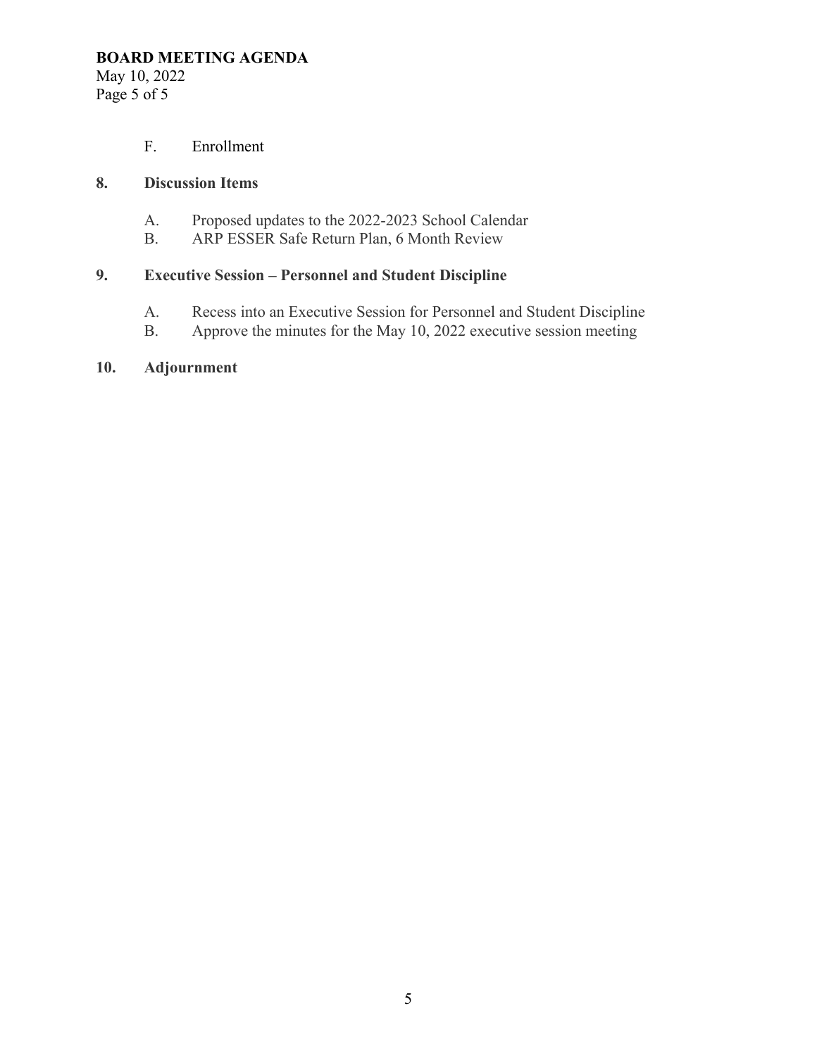F. Enrollment

**8. Discussion Items**

A. Proposed updates to the 2022-2023 School Calendar
B. ARP ESSER Safe Return Plan, 6 Month Review

**9. Executive Session – Personnel and Student Discipline**

A. Recess into an Executive Session for Personnel and Student Discipline
B. Approve the minutes for the May 10, 2022 executive session meeting

**10. Adjournment**